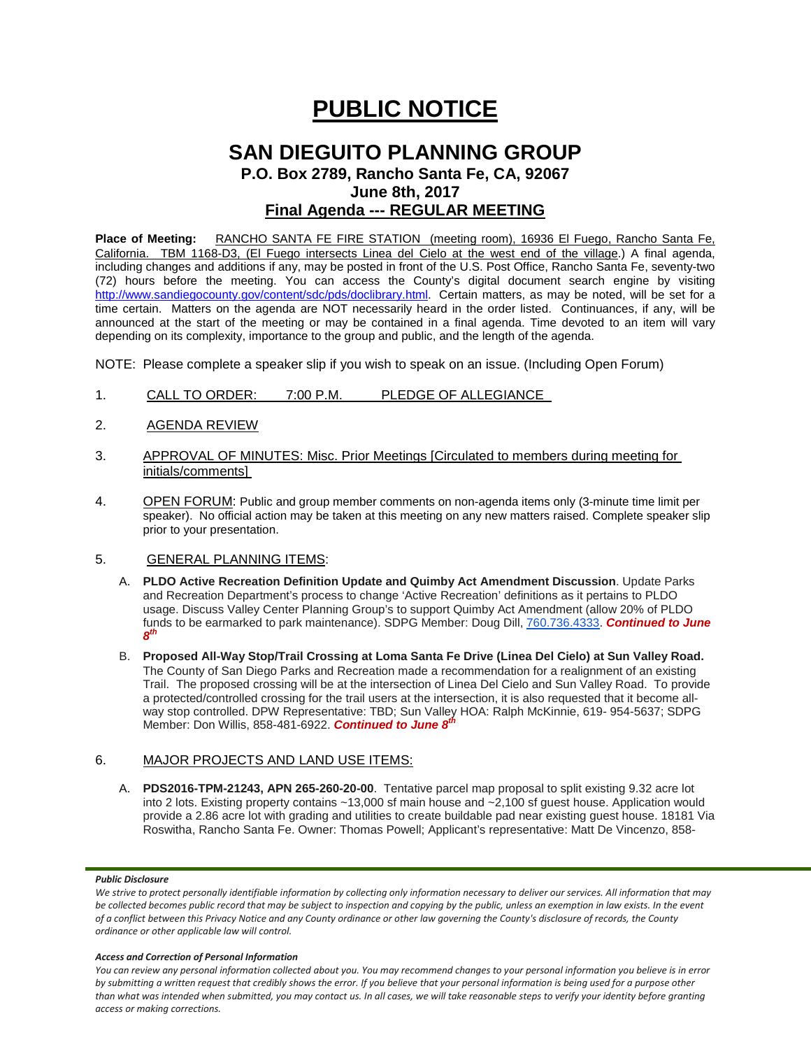# PUBLIC NOTICE

## SAN DIEGUITO PLANNING GROUP

### P.O. Box 2789, Rancho Santa Fe, CA, 92067

### June 8th, 2017

### Final Agenda --- REGULAR MEETING

**Place of Meeting:** RANCHO SANTA FE FIRE STATION (meeting room), 16936 El Fuego, Rancho Santa Fe, California. TBM 1168-D3, (El Fuego intersects Linea del Cielo at the west end of the village.) A final agenda, including changes and additions if any, may be posted in front of the U.S. Post Office, Rancho Santa Fe, seventy-two (72) hours before the meeting. You can access the County's digital document search engine by visiting http://www.sandiegocounty.gov/content/sdc/pds/doclibrary.html. Certain matters, as may be noted, will be set for a time certain. Matters on the agenda are NOT necessarily heard in the order listed. Continuances, if any, will be announced at the start of the meeting or may be contained in a final agenda. Time devoted to an item will vary depending on its complexity, importance to the group and public, and the length of the agenda.

NOTE: Please complete a speaker slip if you wish to speak on an issue. (Including Open Forum)

1. CALL TO ORDER: 7:00 P.M. PLEDGE OF ALLEGIANCE

2. AGENDA REVIEW

3. APPROVAL OF MINUTES: Misc. Prior Meetings [Circulated to members during meeting for initials/comments]

4. OPEN FORUM: Public and group member comments on non-agenda items only (3-minute time limit per speaker). No official action may be taken at this meeting on any new matters raised. Complete speaker slip prior to your presentation.

5. GENERAL PLANNING ITEMS:

   A. **PLDO Active Recreation Definition Update and Quimby Act Amendment Discussion**. Update Parks and Recreation Department's process to change 'Active Recreation' definitions as it pertains to PLDO usage. Discuss Valley Center Planning Group's to support Quimby Act Amendment (allow 20% of PLDO funds to be earmarked to park maintenance). SDPG Member: Doug Dill, 760.736.4333. ***Continued to June 8th***

   B. **Proposed All-Way Stop/Trail Crossing at Loma Santa Fe Drive (Linea Del Cielo) at Sun Valley Road.** The County of San Diego Parks and Recreation made a recommendation for a realignment of an existing Trail. The proposed crossing will be at the intersection of Linea Del Cielo and Sun Valley Road. To provide a protected/controlled crossing for the trail users at the intersection, it is also requested that it become all-way stop controlled. DPW Representative: TBD; Sun Valley HOA: Ralph McKinnie, 619- 954-5637; SDPG Member: Don Willis, 858-481-6922. ***Continued to June 8th***

6. MAJOR PROJECTS AND LAND USE ITEMS:

   A. **PDS2016-TPM-21243, APN 265-260-20-00**. Tentative parcel map proposal to split existing 9.32 acre lot into 2 lots. Existing property contains ~13,000 sf main house and ~2,100 sf guest house. Application would provide a 2.86 acre lot with grading and utilities to create buildable pad near existing guest house. 18181 Via Roswitha, Rancho Santa Fe. Owner: Thomas Powell; Applicant's representative: Matt De Vincenzo, 858-

***Public Disclosure***

*We strive to protect personally identifiable information by collecting only information necessary to deliver our services. All information that may be collected becomes public record that may be subject to inspection and copying by the public, unless an exemption in law exists. In the event of a conflict between this Privacy Notice and any County ordinance or other law governing the County's disclosure of records, the County ordinance or other applicable law will control.*

***Access and Correction of Personal Information***

*You can review any personal information collected about you. You may recommend changes to your personal information you believe is in error by submitting a written request that credibly shows the error. If you believe that your personal information is being used for a purpose other than what was intended when submitted, you may contact us. In all cases, we will take reasonable steps to verify your identity before granting access or making corrections.*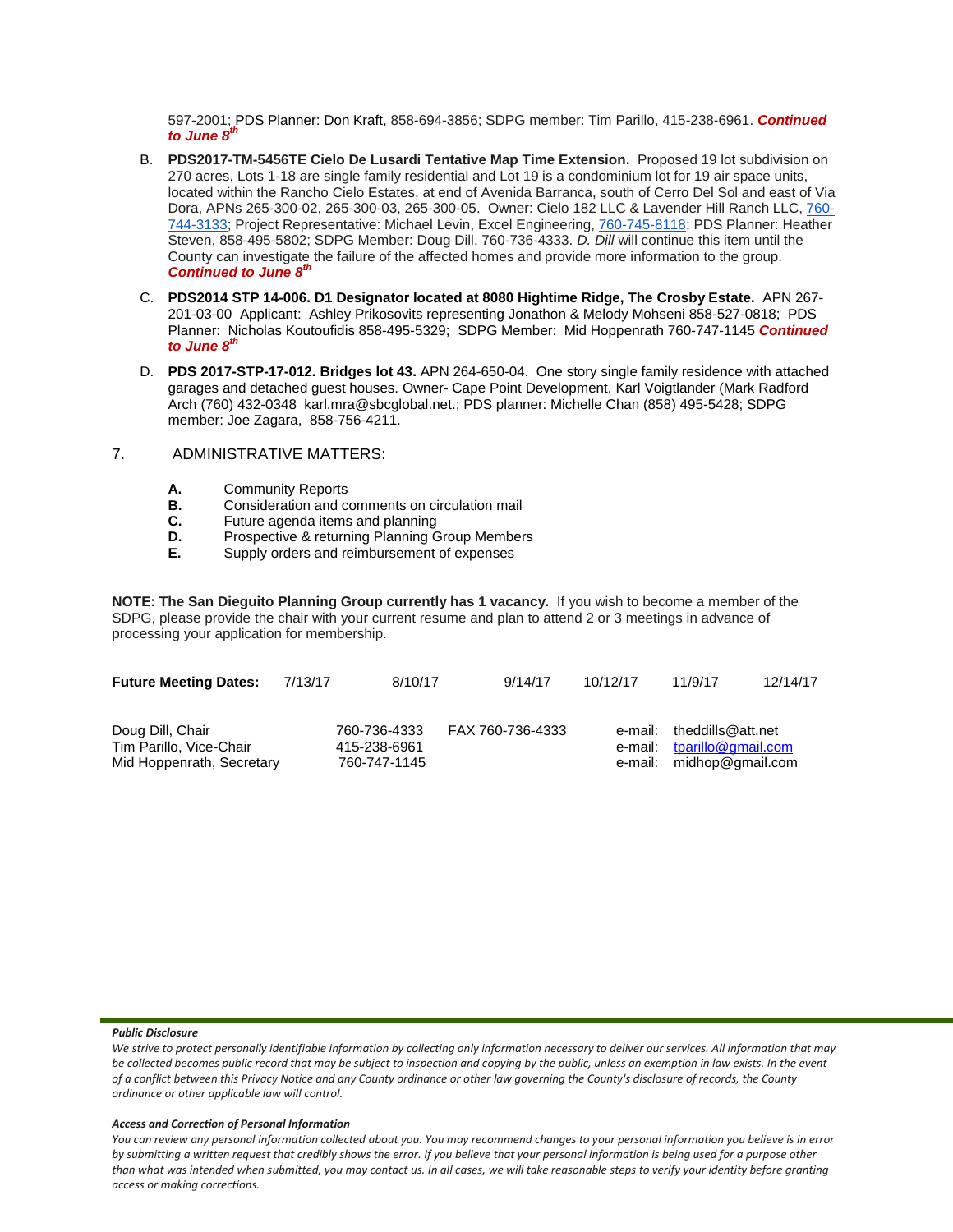597-2001; PDS Planner: Don Kraft, 858-694-3856; SDPG member: Tim Parillo, 415-238-6961. ***Continued to June 8th***

B. **PDS2017-TM-5456TE Cielo De Lusardi Tentative Map Time Extension.** Proposed 19 lot subdivision on 270 acres, Lots 1-18 are single family residential and Lot 19 is a condominium lot for 19 air space units, located within the Rancho Cielo Estates, at end of Avenida Barranca, south of Cerro Del Sol and east of Via Dora, APNs 265-300-02, 265-300-03, 265-300-05. Owner: Cielo 182 LLC & Lavender Hill Ranch LLC, 760-744-3133; Project Representative: Michael Levin, Excel Engineering, 760-745-8118; PDS Planner: Heather Steven, 858-495-5802; SDPG Member: Doug Dill, 760-736-4333. *D. Dill* will continue this item until the County can investigate the failure of the affected homes and provide more information to the group. ***Continued to June 8th***

C. **PDS2014 STP 14-006. D1 Designator located at 8080 Hightime Ridge, The Crosby Estate.** APN 267-201-03-00 Applicant: Ashley Prikosovits representing Jonathon & Melody Mohseni 858-527-0818; PDS Planner: Nicholas Koutoufidis 858-495-5329; SDPG Member: Mid Hoppenrath 760-747-1145 ***Continued to June 8th***

D. **PDS 2017-STP-17-012. Bridges lot 43.** APN 264-650-04. One story single family residence with attached garages and detached guest houses. Owner- Cape Point Development. Karl Voigtlander (Mark Radford Arch (760) 432-0348 karl.mra@sbcglobal.net.; PDS planner: Michelle Chan (858) 495-5428; SDPG member: Joe Zagara, 858-756-4211.

7. ADMINISTRATIVE MATTERS:

**A.** Community Reports
**B.** Consideration and comments on circulation mail
**C.** Future agenda items and planning
**D.** Prospective & returning Planning Group Members
**E.** Supply orders and reimbursement of expenses

**NOTE: The San Dieguito Planning Group currently has 1 vacancy.** If you wish to become a member of the SDPG, please provide the chair with your current resume and plan to attend 2 or 3 meetings in advance of processing your application for membership.

**Future Meeting Dates:** 7/13/17 8/10/17 9/14/17 10/12/17 11/9/17 12/14/17

| | | | |
|---|---|---|---|
| Doug Dill, Chair | 760-736-4333 | FAX 760-736-4333 | e-mail: theddills@att.net |
| Tim Parillo, Vice-Chair | 415-238-6961 | | e-mail: tparillo@gmail.com |
| Mid Hoppenrath, Secretary | 760-747-1145 | | e-mail: midhop@gmail.com |

***Public Disclosure***

*We strive to protect personally identifiable information by collecting only information necessary to deliver our services. All information that may be collected becomes public record that may be subject to inspection and copying by the public, unless an exemption in law exists. In the event of a conflict between this Privacy Notice and any County ordinance or other law governing the County's disclosure of records, the County ordinance or other applicable law will control.*

***Access and Correction of Personal Information***

*You can review any personal information collected about you. You may recommend changes to your personal information you believe is in error by submitting a written request that credibly shows the error. If you believe that your personal information is being used for a purpose other than what was intended when submitted, you may contact us. In all cases, we will take reasonable steps to verify your identity before granting access or making corrections.*